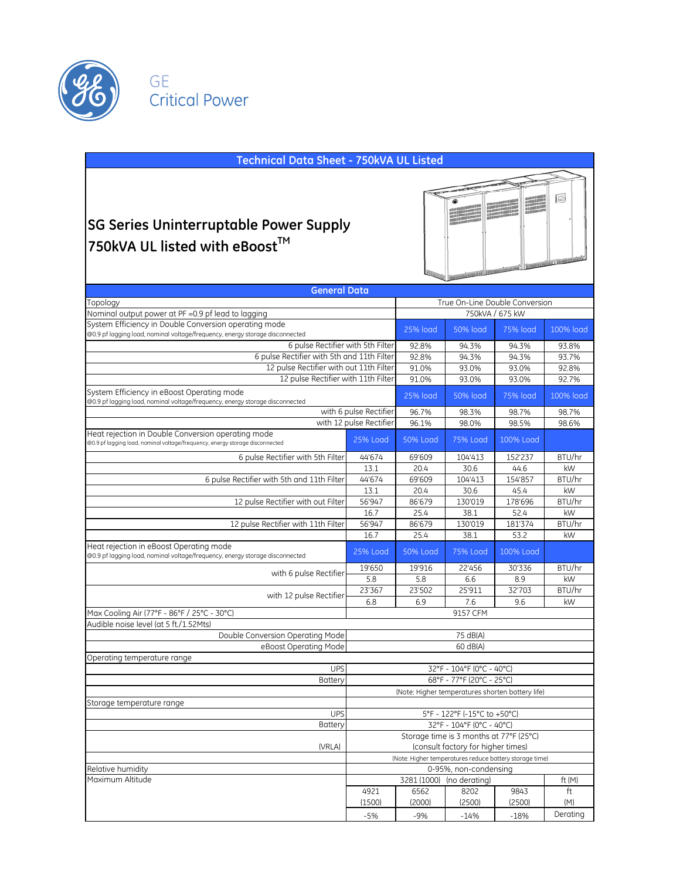GE
Critical Power

## Technical Data Sheet - 750kVA UL Listed

# SG Series Uninterruptable Power Supply 750kVA UL listed with eBoost™

## General Data

| | | | | | |
|---|---|---|---|---|---|
| Topology | True On-Line Double Conversion | | | | |
| Nominal output power at PF =0.9 pf lead to lagging | 750kVA / 675 kW | | | | |
| System Efficiency in Double Conversion operating mode<br>@0.9 pf lagging load, nominal voltage/frequency, energy storage disconnected | | 25% load | 50% load | 75% load | 100% load |
| 6 pulse Rectifier with 5th Filter | | 92.8% | 94.3% | 94.3% | 93.8% |
| 6 pulse Rectifier with 5th and 11th Filter | | 92.8% | 94.3% | 94.3% | 93.7% |
| 12 pulse Rectifier with out 11th Filter | | 91.0% | 93.0% | 93.0% | 92.8% |
| 12 pulse Rectifier with 11th Filter | | 91.0% | 93.0% | 93.0% | 92.7% |
| System Efficiency in eBoost Operating mode<br>@0.9 pf lagging load, nominal voltage/frequency, energy storage disconnected | | 25% load | 50% load | 75% load | 100% load |
| with 6 pulse Rectifier | | 96.7% | 98.3% | 98.7% | 98.7% |
| with 12 pulse Rectifier | | 96.1% | 98.0% | 98.5% | 98.6% |
| Heat rejection in Double Conversion operating mode<br>@0.9 pf lagging load, nominal voltage/frequency, energy storage disconnected | 25% Load | 50% Load | 75% Load | 100% Load | |
| 6 pulse Rectifier with 5th Filter | 44'674 | 69'609 | 104'413 | 152'237 | BTU/hr |
| | 13.1 | 20.4 | 30.6 | 44.6 | kW |
| 6 pulse Rectifier with 5th and 11th Filter | 44'674 | 69'609 | 104'413 | 154'857 | BTU/hr |
| | 13.1 | 20.4 | 30.6 | 45.4 | kW |
| 12 pulse Rectifier with out Filter | 56'947 | 86'679 | 130'019 | 178'696 | BTU/hr |
| | 16.7 | 25.4 | 38.1 | 52.4 | kW |
| 12 pulse Rectifier with 11th Filter | 56'947 | 86'679 | 130'019 | 181'374 | BTU/hr |
| | 16.7 | 25.4 | 38.1 | 53.2 | kW |
| Heat rejection in eBoost Operating mode<br>@0.9 pf lagging load, nominal voltage/frequency, energy storage disconnected | 25% Load | 50% Load | 75% Load | 100% Load | |
| with 6 pulse Rectifier | 19'650 | 19'916 | 22'456 | 30'336 | BTU/hr |
| | 5.8 | 5.8 | 6.6 | 8.9 | kW |
| with 12 pulse Rectifier | 23'367 | 23'502 | 25'911 | 32'703 | BTU/hr |
| | 6.8 | 6.9 | 7.6 | 9.6 | kW |
| Max Cooling Air (77°F - 86°F / 25°C - 30°C) | 9157 CFM | | | | |
| Audible noise level (at 5 ft./1.52Mts) | | | | | |
| Double Conversion Operating Mode | 75 dB(A) | | | | |
| eBoost Operating Mode | 60 dB(A) | | | | |
| Operating temperature range | | | | | |
| UPS | 32°F - 104°F (0°C - 40°C) | | | | |
| Battery | 68°F - 77°F (20°C - 25°C) | | | | |
| | (Note: Higher temperatures shorten battery life) | | | | |
| Storage temperature range | | | | | |
| UPS | 5°F - 122°F (-15°C to +50°C) | | | | |
| Battery | 32°F - 104°F (0°C - 40°C) | | | | |
| (VRLA) | Storage time is 3 months at 77°F (25°C) (consult factory for higher times) | | | | |
| | (Note: Higher temperatures reduce battery storage time) | | | | |
| Relative humidity | 0-95%, non-condensing | | | | |
| Maximum Altitude | 3281 (1000) (no derating) | | | | ft (M) |
| | 4921 | 6562 | 8202 | 9843 | ft |
| | (1500) | (2000) | (2500) | (2500) | (M) |
| | -5% | -9% | -14% | -18% | Derating |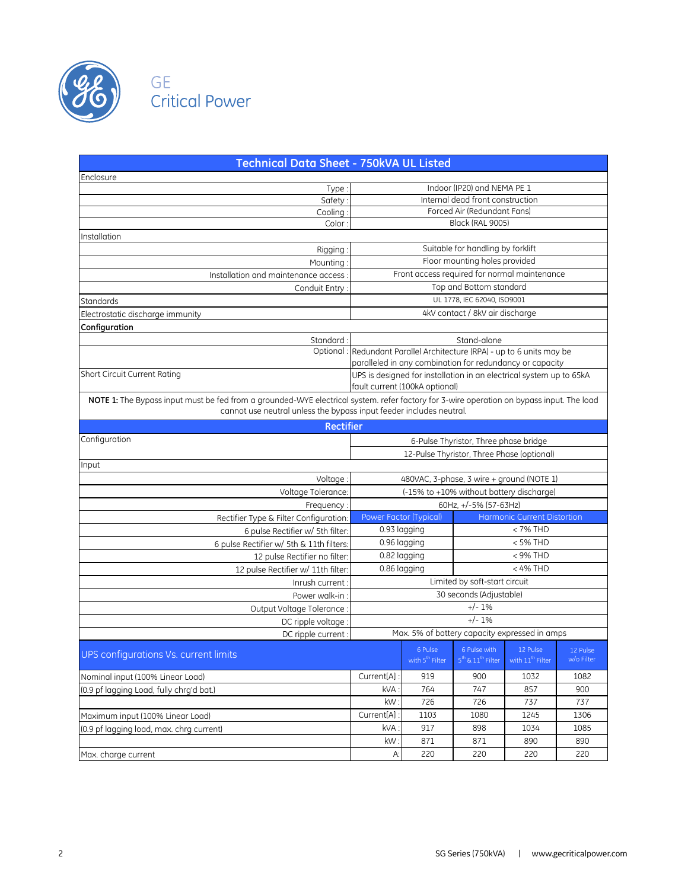GE
Critical Power

## Technical Data Sheet - 750kVA UL Listed

| | |
|---|---|
| **Enclosure** | |
| Type : | Indoor (IP20) and NEMA PE 1 |
| Safety : | Internal dead front construction |
| Cooling : | Forced Air (Redundant Fans) |
| Color : | Black (RAL 9005) |
| **Installation** | |
| Rigging : | Suitable for handling by forklift |
| Mounting : | Floor mounting holes provided |
| Installation and maintenance access : | Front access required for normal maintenance |
| Conduit Entry : | Top and Bottom standard |
| Standards | UL 1778, IEC 62040, ISO9001 |
| Electrostatic discharge immunity | 4kV contact / 8kV air discharge |
| **Configuration** | |
| Standard : | Stand-alone |
| Optional : | Redundant Parallel Architecture (RPA) - up to 6 units may be paralleled in any combination for redundancy or capacity |
| Short Circuit Current Rating | UPS is designed for installation in an electrical system up to 65kA fault current (100kA optional) |

**NOTE 1:** The Bypass input must be fed from a grounded-WYE electrical system. refer factory for 3-wire operation on bypass input. The load cannot use neutral unless the bypass input feeder includes neutral.

## Rectifier

| | | |
|---|---|---|
| Configuration | 6-Pulse Thyristor, Three phase bridge | |
| | 12-Pulse Thyristor, Three Phase (optional) | |
| **Input** | | |
| Voltage : | 480VAC, 3-phase, 3 wire + ground (NOTE 1) | |
| Voltage Tolerance: | (-15% to +10% without battery discharge) | |
| Frequency : | 60Hz, +/-5% (57-63Hz) | |
| Rectifier Type & Filter Configuration: | Power Factor (Typical) | Harmonic Current Distortion |
| 6 pulse Rectifier w/ 5th filter: | 0.93 lagging | < 7% THD |
| 6 pulse Rectifier w/ 5th & 11th filters: | 0.96 lagging | < 5% THD |
| 12 pulse Rectifier no filter: | 0.82 lagging | < 9% THD |
| 12 pulse Rectifier w/ 11th filter: | 0.86 lagging | < 4% THD |
| Inrush current : | Limited by soft-start circuit | |
| Power walk-in : | 30 seconds (Adjustable) | |
| Output Voltage Tolerance : | +/- 1% | |
| DC ripple voltage : | +/- 1% | |
| DC ripple current : | Max. 5% of battery capacity expressed in amps | |

| UPS configurations Vs. current limits | | 6 Pulse with 5th Filter | 6 Pulse with 5th & 11th Filter | 12 Pulse with 11th Filter | 12 Pulse w/o Filter |
|---|---|---|---|---|---|
| Nominal input (100% Linear Load) | Current[A] : | 919 | 900 | 1032 | 1082 |
| (0.9 pf lagging Load, fully chrg'd bat.) | kVA : | 764 | 747 | 857 | 900 |
| | kW : | 726 | 726 | 737 | 737 |
| Maximum input (100% Linear Load) | Current[A] : | 1103 | 1080 | 1245 | 1306 |
| (0.9 pf lagging load, max. chrg current) | kVA : | 917 | 898 | 1034 | 1085 |
| | kW : | 871 | 871 | 890 | 890 |
| Max. charge current | A: | 220 | 220 | 220 | 220 |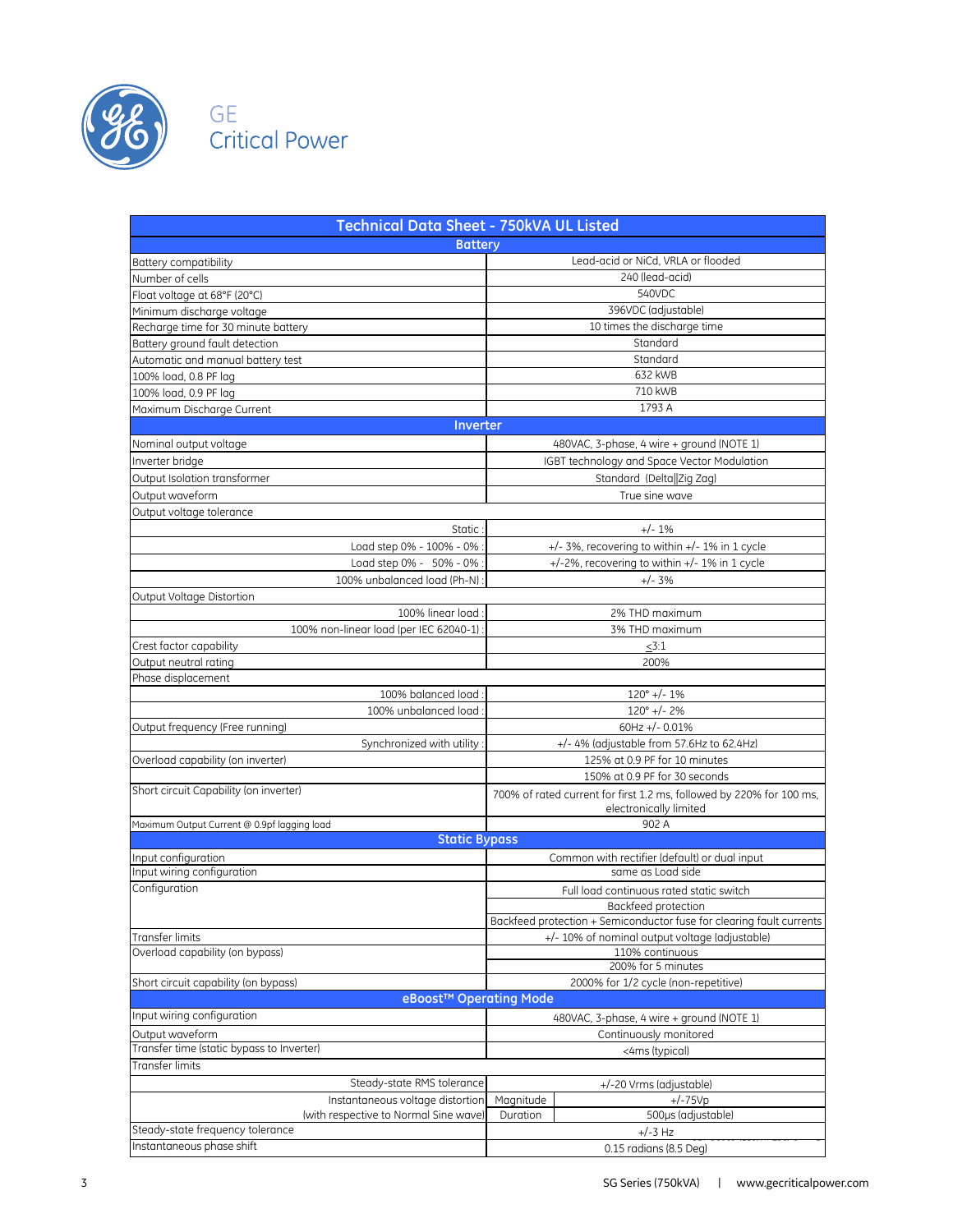GE
Critical Power

| Technical Data Sheet - 750kVA UL Listed | | |
|---|---|---|
| **Battery** | | |
| Battery compatibility | Lead-acid or NiCd, VRLA or flooded | |
| Number of cells | 240 (lead-acid) | |
| Float voltage at 68°F (20°C) | 540VDC | |
| Minimum discharge voltage | 396VDC (adjustable) | |
| Recharge time for 30 minute battery | 10 times the discharge time | |
| Battery ground fault detection | Standard | |
| Automatic and manual battery test | Standard | |
| 100% load, 0.8 PF lag | 632 kWB | |
| 100% load, 0.9 PF lag | 710 kWB | |
| Maximum Discharge Current | 1793 A | |
| **Inverter** | | |
| Nominal output voltage | 480VAC, 3-phase, 4 wire + ground (NOTE 1) | |
| Inverter bridge | IGBT technology and Space Vector Modulation | |
| Output Isolation transformer | Standard (Delta\|\|Zig Zag) | |
| Output waveform | True sine wave | |
| Output voltage tolerance | | |
| Static : | +/- 1% | |
| Load step 0% - 100% - 0% : | +/- 3%, recovering to within +/- 1% in 1 cycle | |
| Load step 0% - 50% - 0% : | +/-2%, recovering to within +/- 1% in 1 cycle | |
| 100% unbalanced load (Ph-N) : | +/- 3% | |
| Output Voltage Distortion | | |
| 100% linear load : | 2% THD maximum | |
| 100% non-linear load (per IEC 62040-1) : | 3% THD maximum | |
| Crest factor capability | ≤3:1 | |
| Output neutral rating | 200% | |
| Phase displacement | | |
| 100% balanced load : | 120° +/- 1% | |
| 100% unbalanced load : | 120° +/- 2% | |
| Output frequency (Free running) | 60Hz +/- 0.01% | |
| Synchronized with utility : | +/- 4% (adjustable from 57.6Hz to 62.4Hz) | |
| Overload capability (on inverter) | 125% at 0.9 PF for 10 minutes | |
| | 150% at 0.9 PF for 30 seconds | |
| Short circuit Capability (on inverter) | 700% of rated current for first 1.2 ms, followed by 220% for 100 ms, electronically limited | |
| Maximum Output Current @ 0.9pf lagging load | 902 A | |
| **Static Bypass** | | |
| Input configuration | Common with rectifier (default) or dual input | |
| Input wiring configuration | same as Load side | |
| Configuration | Full load continuous rated static switch | |
| | Backfeed protection | |
| | Backfeed protection + Semiconductor fuse for clearing fault currents | |
| Transfer limits | +/- 10% of nominal output voltage (adjustable) | |
| Overload capability (on bypass) | 110% continuous | |
| | 200% for 5 minutes | |
| Short circuit capability (on bypass) | 2000% for 1/2 cycle (non-repetitive) | |
| **eBoost™ Operating Mode** | | |
| Input wiring configuration | 480VAC, 3-phase, 4 wire + ground (NOTE 1) | |
| Output waveform | Continuously monitored | |
| Transfer time (static bypass to Inverter) | <4ms (typical) | |
| Transfer limits | | |
| Steady-state RMS tolerance | +/-20 Vrms (adjustable) | |
| Instantaneous voltage distortion | Magnitude | +/-75Vp |
| (with respective to Normal Sine wave) | Duration | 500μs (adjustable) |
| Steady-state frequency tolerance | +/-3 Hz | |
| Instantaneous phase shift | 0.15 radians (8.5 Deg) | |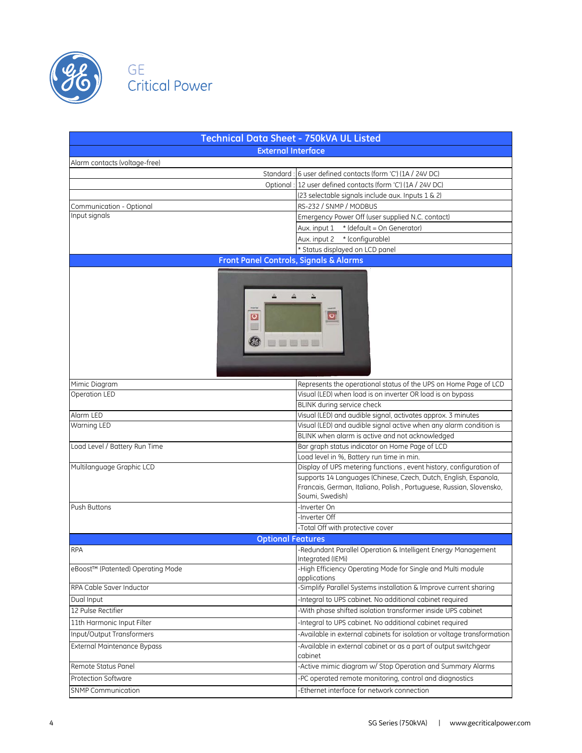GE
Critical Power

| Technical Data Sheet - 750kVA UL Listed | |
|---|---|
| **External Interface** | |
| Alarm contacts (voltage-free) | |
| Standard : | 6 user defined contacts (form 'C') (1A / 24V DC) |
| Optional : | 12 user defined contacts (form 'C') (1A / 24V DC) |
| | (23 selectable signals include aux. Inputs 1 & 2) |
| Communication - Optional | RS-232 / SNMP / MODBUS |
| Input signals | Emergency Power Off (user supplied N.C. contact) |
| | Aux. input 1 * (default = On Generator) |
| | Aux. input 2 * (configurable) |
| | * Status displayed on LCD panel |
| **Front Panel Controls, Signals & Alarms** | |
| Mimic Diagram | Represents the operational status of the UPS on Home Page of LCD |
| Operation LED | Visual (LED) when load is on inverter OR load is on bypass |
| | BLINK during service check |
| Alarm LED | Visual (LED) and audible signal, activates approx. 3 minutes |
| Warning LED | Visual (LED) and audible signal active when any alarm condition is |
| | BLINK when alarm is active and not acknowledged |
| Load Level / Battery Run Time | Bar graph status indicator on Home Page of LCD |
| | Load level in %, Battery run time in min. |
| Multilanguage Graphic LCD | Display of UPS metering functions , event history, configuration of |
| | supports 14 Languages (Chinese, Czech, Dutch, English, Espanola, Francais, German, Italiano, Polish , Portuguese, Russian, Slovensko, Soumi, Swedish) |
| Push Buttons | -Inverter On |
| | -Inverter Off |
| | -Total Off with protective cover |
| **Optional Features** | |
| RPA | -Redundant Parallel Operation & Intelligent Energy Management Integrated (IEMi) |
| eBoost™ (Patented) Operating Mode | -High Efficiency Operating Mode for Single and Multi module applications |
| RPA Cable Saver Inductor | -Simplify Parallel Systems installation & Improve current sharing |
| Dual Input | -Integral to UPS cabinet. No additional cabinet required |
| 12 Pulse Rectifier | -With phase shifted isolation transformer inside UPS cabinet |
| 11th Harmonic Input Filter | -Integral to UPS cabinet. No additional cabinet required |
| Input/Output Transformers | -Available in external cabinets for isolation or voltage transformation |
| External Maintenance Bypass | -Available in external cabinet or as a part of output switchgear cabinet |
| Remote Status Panel | -Active mimic diagram w/ Stop Operation and Summary Alarms |
| Protection Software | -PC operated remote monitoring, control and diagnostics |
| SNMP Communication | -Ethernet interface for network connection |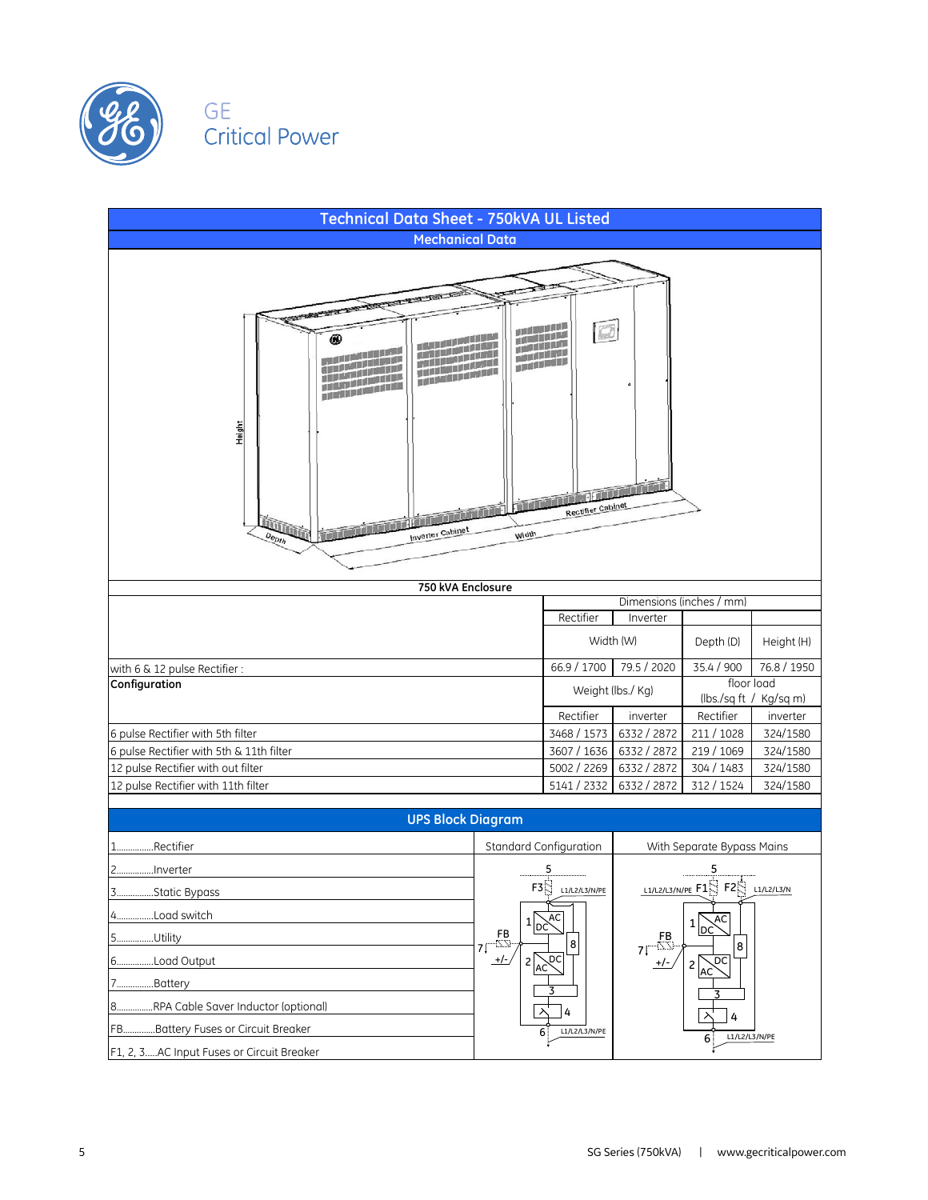GE
Critical Power

# Technical Data Sheet - 750kVA UL Listed

## Mechanical Data

Height

Depth

Inverter Cabinet

Width

Rectifier Cabinet

**750 kVA Enclosure**

| | Dimensions (inches / mm) | | | |
|---|---|---|---|---|
| | Rectifier | Inverter | | |
| | Width (W) | | Depth (D) | Height (H) |
| with 6 & 12 pulse Rectifier : | 66.9 / 1700 | 79.5 / 2020 | 35.4 / 900 | 76.8 / 1950 |
| **Configuration** | Weight (lbs./ Kg) | | floor load (lbs./sq ft / Kg/sq m) | |
| | Rectifier | inverter | Rectifier | inverter |
| 6 pulse Rectifier with 5th filter | 3468 / 1573 | 6332 / 2872 | 211 / 1028 | 324/1580 |
| 6 pulse Rectifier with 5th & 11th filter | 3607 / 1636 | 6332 / 2872 | 219 / 1069 | 324/1580 |
| 12 pulse Rectifier with out filter | 5002 / 2269 | 6332 / 2872 | 304 / 1483 | 324/1580 |
| 12 pulse Rectifier with 11th filter | 5141 / 2332 | 6332 / 2872 | 312 / 1524 | 324/1580 |

## UPS Block Diagram

| Legend | Standard Configuration | With Separate Bypass Mains |
|---|---|---|
| 1................Rectifier | | |
| 2................Inverter | | |
| 3................Static Bypass | | |
| 4................Load switch | | |
| 5................Utility | | |
| 6................Load Output | | |
| 7................Battery | | |
| 8................RPA Cable Saver Inductor (optional) | | |
| FB.............Battery Fuses or Circuit Breaker | | |
| F1, 2, 3.....AC Input Fuses or Circuit Breaker | | |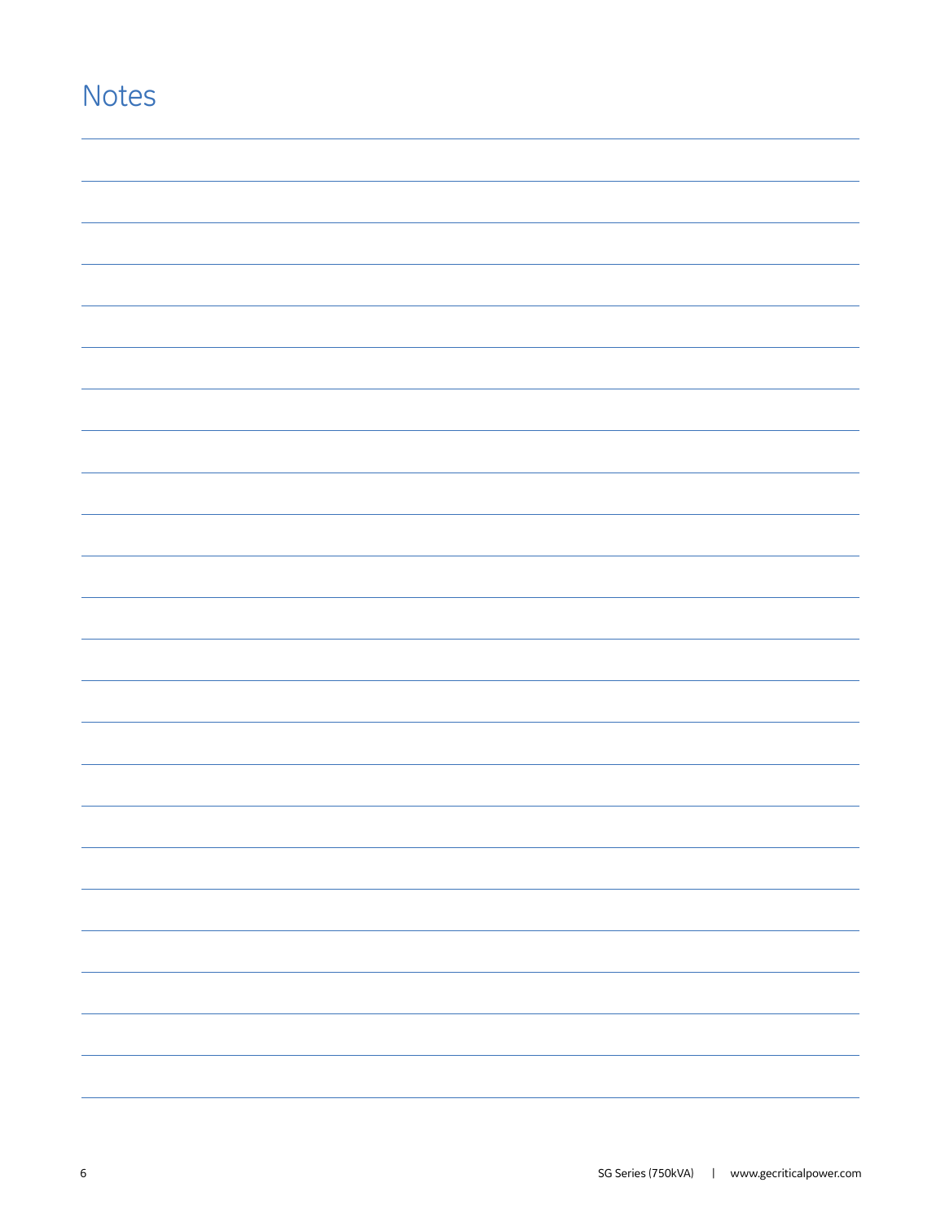# Notes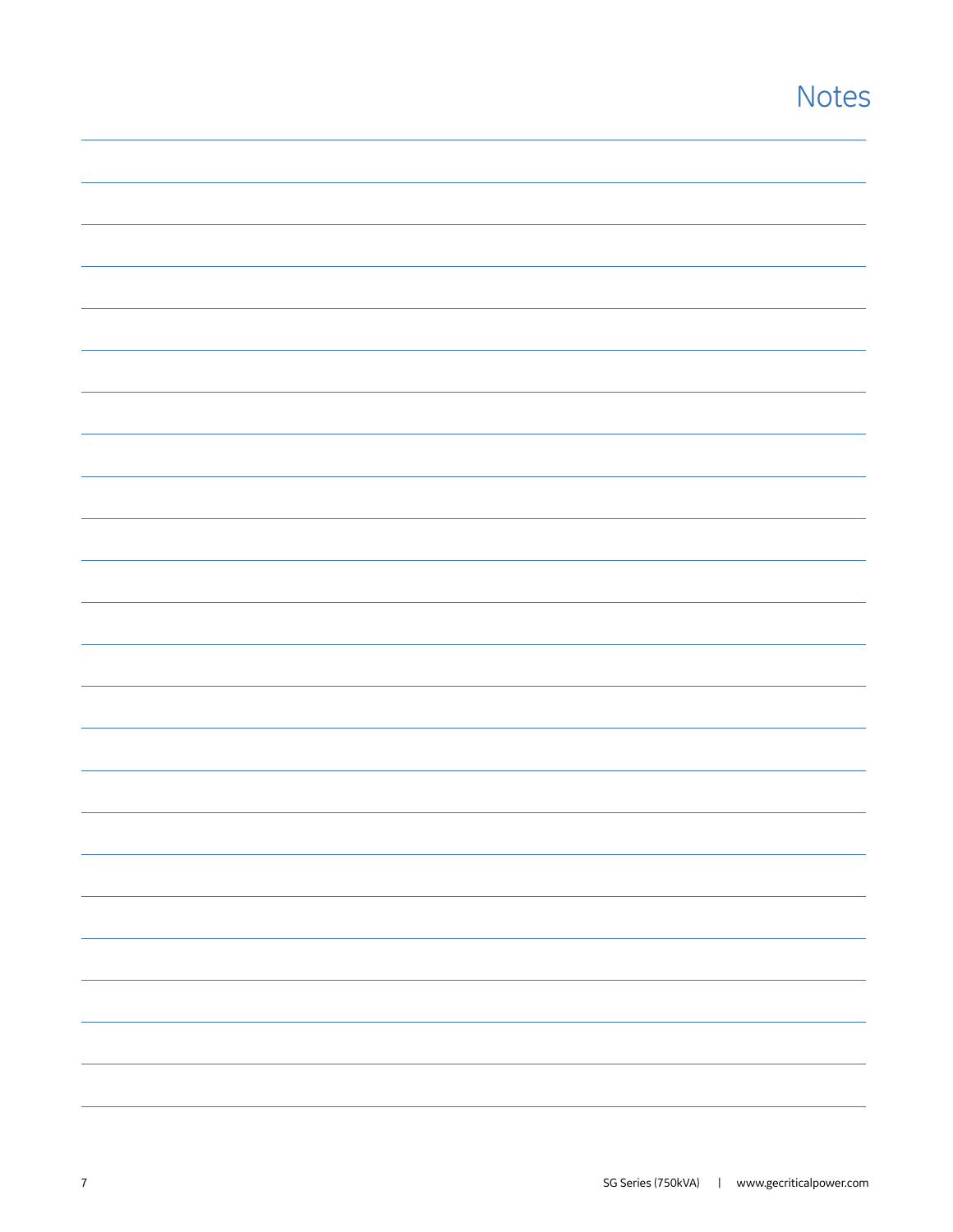# Notes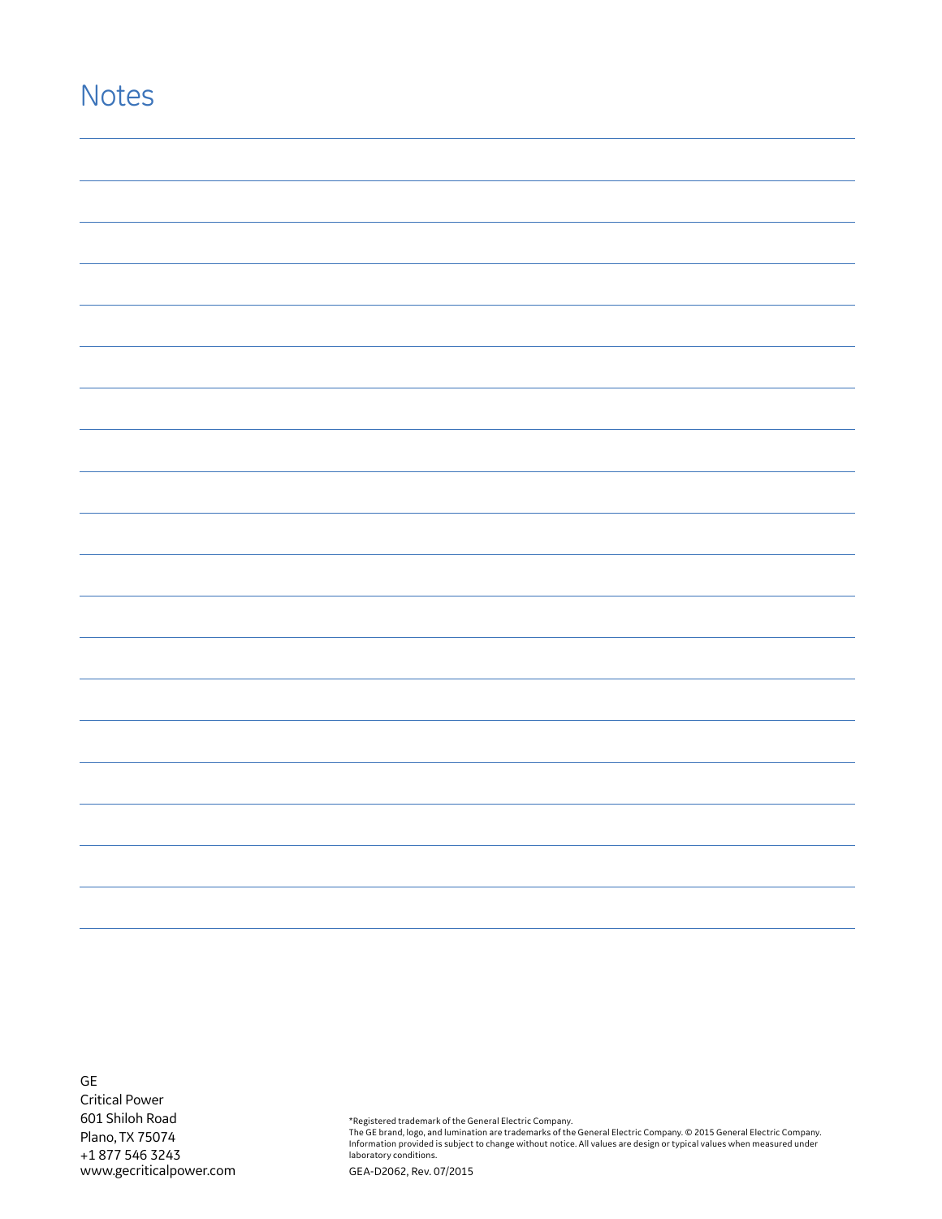# Notes

GE
Critical Power
601 Shiloh Road
Plano, TX 75074
+1 877 546 3243
www.gecriticalpower.com

*Registered trademark of the General Electric Company.
The GE brand, logo, and lumination are trademarks of the General Electric Company. © 2015 General Electric Company. Information provided is subject to change without notice. All values are design or typical values when measured under laboratory conditions.

GEA-D2062, Rev. 07/2015